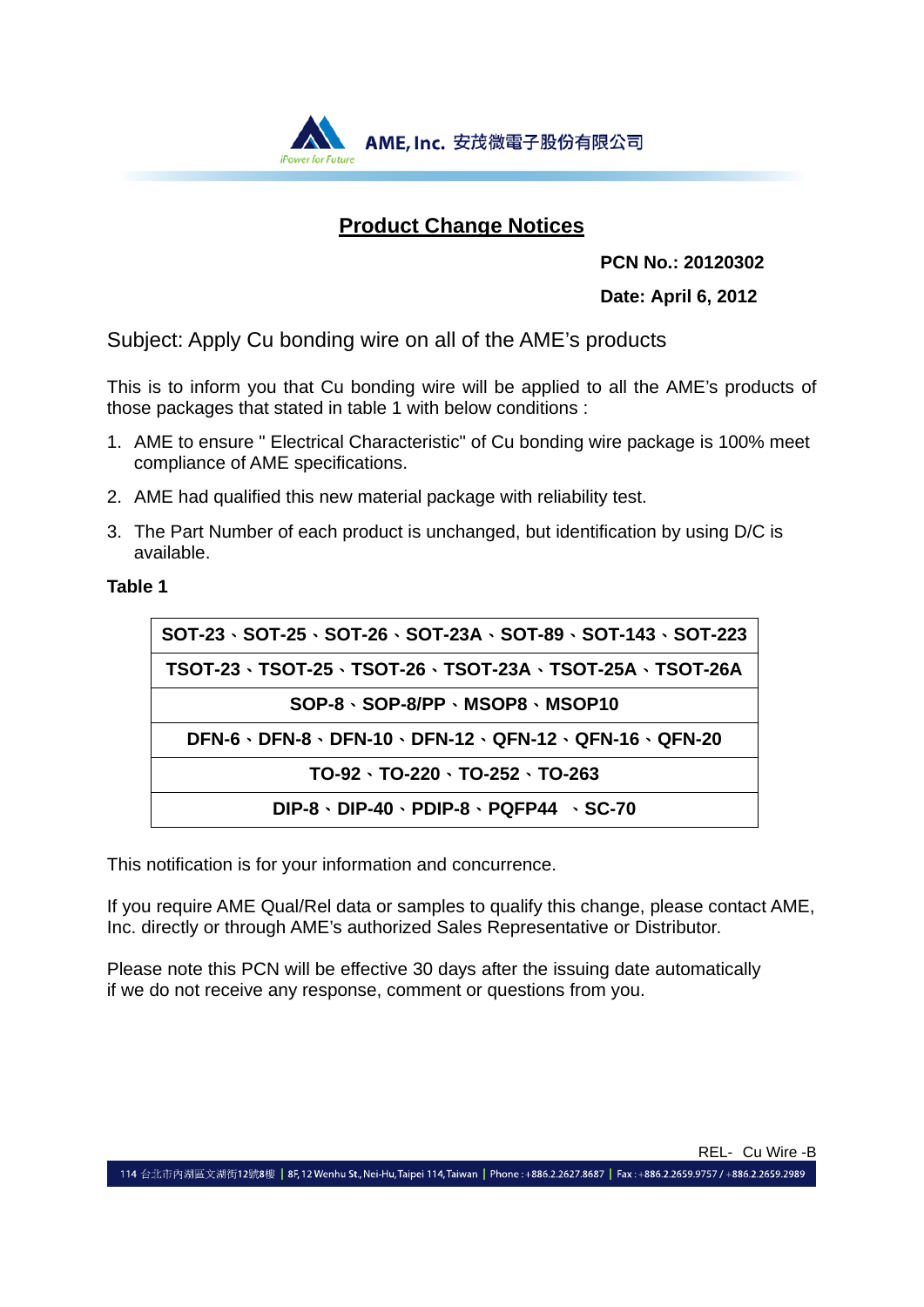AME, Inc. 安茂微電子股份有限公司

# Product Change Notices

**PCN No.: 20120302**

**Date: April 6, 2012**

Subject: Apply Cu bonding wire on all of the AME's products

This is to inform you that Cu bonding wire will be applied to all the AME's products of those packages that stated in table 1 with below conditions :

1. AME to ensure " Electrical Characteristic" of Cu bonding wire package is 100% meet compliance of AME specifications.
2. AME had qualified this new material package with reliability test.
3. The Part Number of each product is unchanged, but identification by using D/C is available.

**Table 1**

| **SOT-23、SOT-25、SOT-26、SOT-23A、SOT-89、SOT-143、SOT-223** |
|---|
| **TSOT-23、TSOT-25、TSOT-26、TSOT-23A、TSOT-25A、TSOT-26A** |
| **SOP-8、SOP-8/PP、MSOP8、MSOP10** |
| **DFN-6、DFN-8、DFN-10、DFN-12、QFN-12、QFN-16、QFN-20** |
| **TO-92、TO-220、TO-252、TO-263** |
| **DIP-8、DIP-40、PDIP-8、PQFP44 、SC-70** |

This notification is for your information and concurrence.

If you require AME Qual/Rel data or samples to qualify this change, please contact AME, Inc. directly or through AME's authorized Sales Representative or Distributor.

Please note this PCN will be effective 30 days after the issuing date automatically if we do not receive any response, comment or questions from you.

REL- Cu Wire -B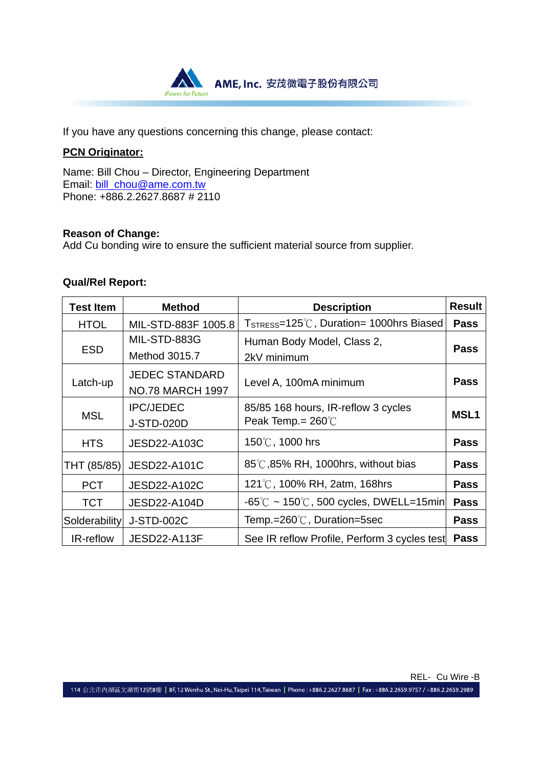If you have any questions concerning this change, please contact:

**PCN Originator:**

Name: Bill Chou – Director, Engineering Department
Email: bill_chou@ame.com.tw
Phone: +886.2.2627.8687 # 2110

**Reason of Change:**
Add Cu bonding wire to ensure the sufficient material source from supplier.

**Qual/Rel Report:**

| Test Item | Method | Description | Result |
|---|---|---|---|
| HTOL | MIL-STD-883F 1005.8 | $T_{STRESS}$=125℃, Duration= 1000hrs Biased | **Pass** |
| ESD | MIL-STD-883G Method 3015.7 | Human Body Model, Class 2, 2kV minimum | **Pass** |
| Latch-up | JEDEC STANDARD NO.78 MARCH 1997 | Level A, 100mA minimum | **Pass** |
| MSL | IPC/JEDEC J-STD-020D | 85/85 168 hours, IR-reflow 3 cycles Peak Temp.= 260℃ | **MSL1** |
| HTS | JESD22-A103C | 150℃, 1000 hrs | **Pass** |
| THT (85/85) | JESD22-A101C | 85℃,85% RH, 1000hrs, without bias | **Pass** |
| PCT | JESD22-A102C | 121℃, 100% RH, 2atm, 168hrs | **Pass** |
| TCT | JESD22-A104D | -65℃ ~ 150℃, 500 cycles, DWELL=15min | **Pass** |
| Solderability | J-STD-002C | Temp.=260℃, Duration=5sec | **Pass** |
| IR-reflow | JESD22-A113F | See IR reflow Profile, Perform 3 cycles test | **Pass** |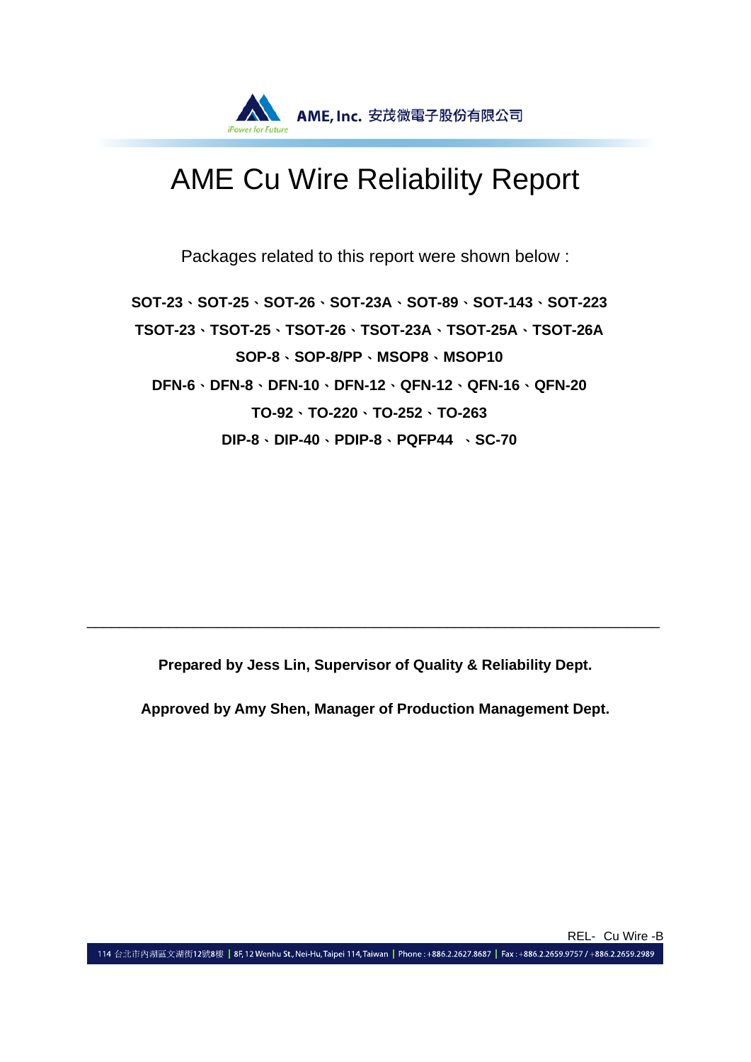# AME Cu Wire Reliability Report

Packages related to this report were shown below :

**SOT-23、SOT-25、SOT-26、SOT-23A、SOT-89、SOT-143、SOT-223**

**TSOT-23、TSOT-25、TSOT-26、TSOT-23A、TSOT-25A、TSOT-26A**

**SOP-8、SOP-8/PP、MSOP8、MSOP10**

**DFN-6、DFN-8、DFN-10、DFN-12、QFN-12、QFN-16、QFN-20**

**TO-92、TO-220、TO-252、TO-263**

**DIP-8、DIP-40、PDIP-8、PQFP44 、SC-70**

---

**Prepared by Jess Lin, Supervisor of Quality & Reliability Dept.**

**Approved by Amy Shen, Manager of Production Management Dept.**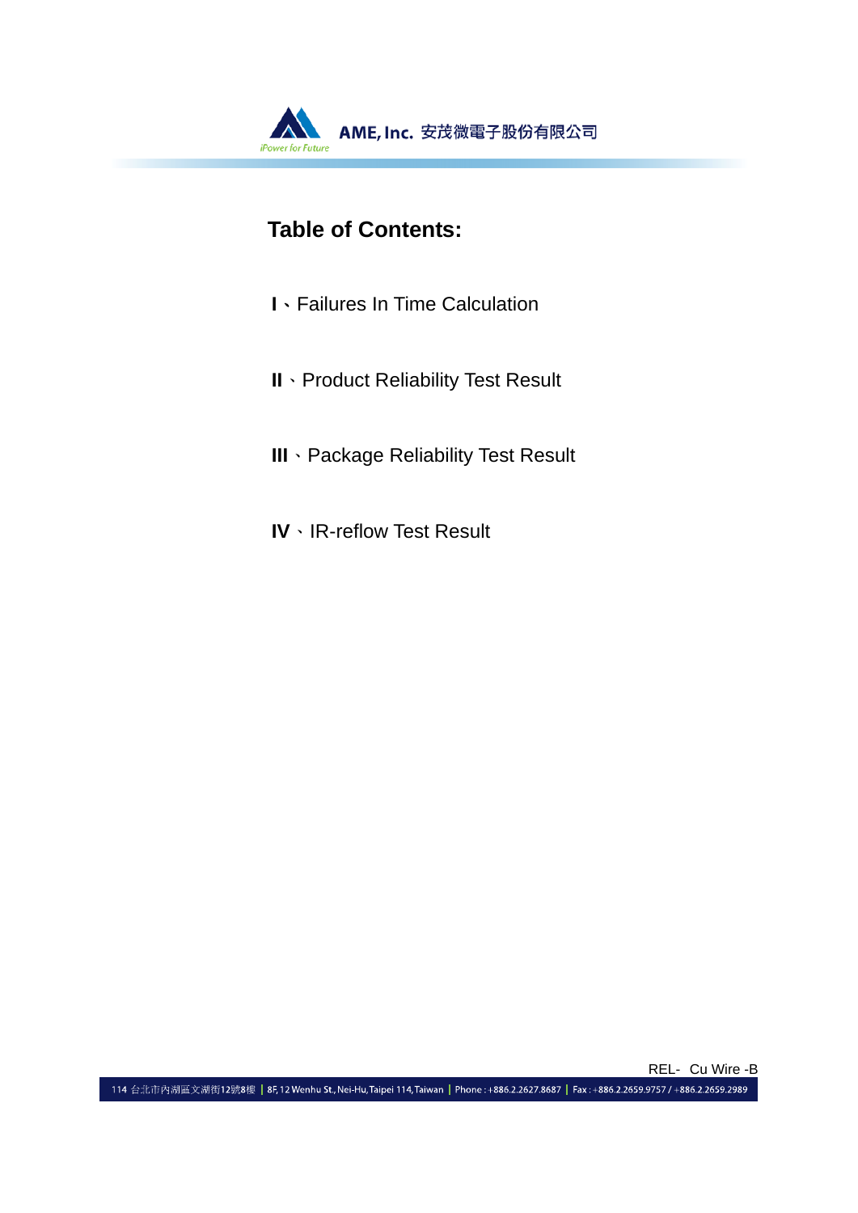## Table of Contents:

**I**、Failures In Time Calculation

**II**、Product Reliability Test Result

**III**、Package Reliability Test Result

**IV**、IR-reflow Test Result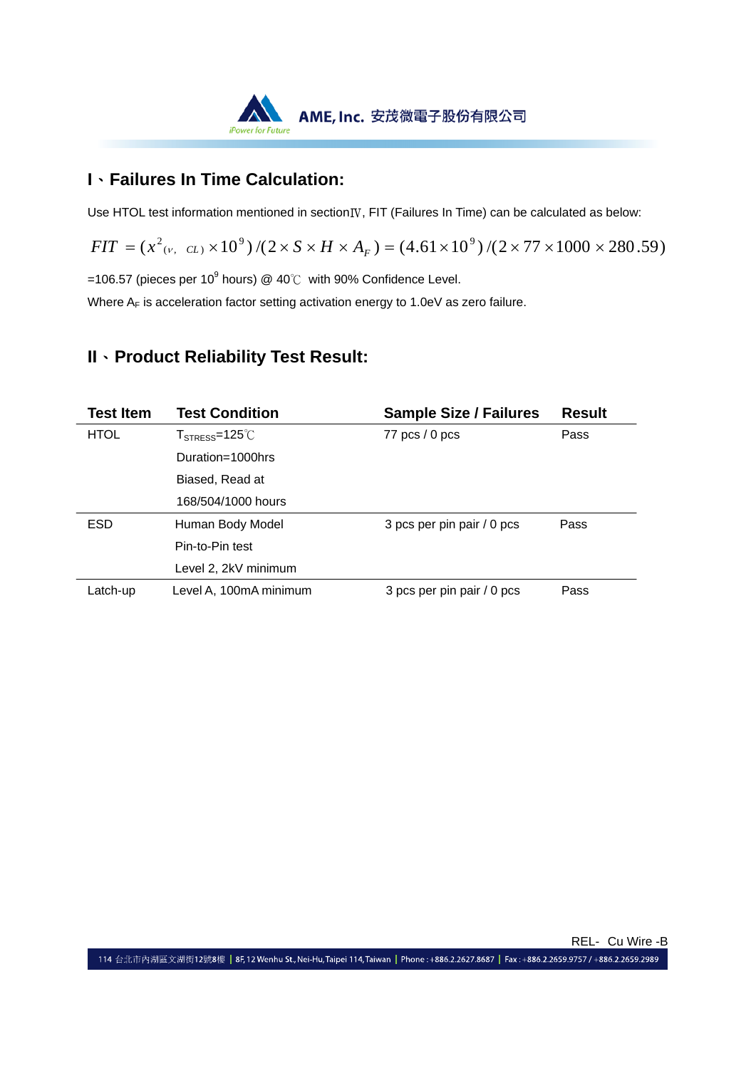## I、Failures In Time Calculation:

Use HTOL test information mentioned in sectionⅣ, FIT (Failures In Time) can be calculated as below:

$$FIT = (x^2_{(v,\ CL)} \times 10^9)/(2 \times S \times H \times A_F) = (4.61 \times 10^9)/(2 \times 77 \times 1000 \times 280.59)$$

=106.57 (pieces per $10^9$ hours) @ 40℃ with 90% Confidence Level.

Where $A_F$ is acceleration factor setting activation energy to 1.0eV as zero failure.

## II、Product Reliability Test Result:

| Test Item | Test Condition | Sample Size / Failures | Result |
|---|---|---|---|
| HTOL | $T_{STRESS}$=125℃<br>Duration=1000hrs<br>Biased, Read at<br>168/504/1000 hours | 77 pcs / 0 pcs | Pass |
| ESD | Human Body Model<br>Pin-to-Pin test<br>Level 2, 2kV minimum | 3 pcs per pin pair / 0 pcs | Pass |
| Latch-up | Level A, 100mA minimum | 3 pcs per pin pair / 0 pcs | Pass |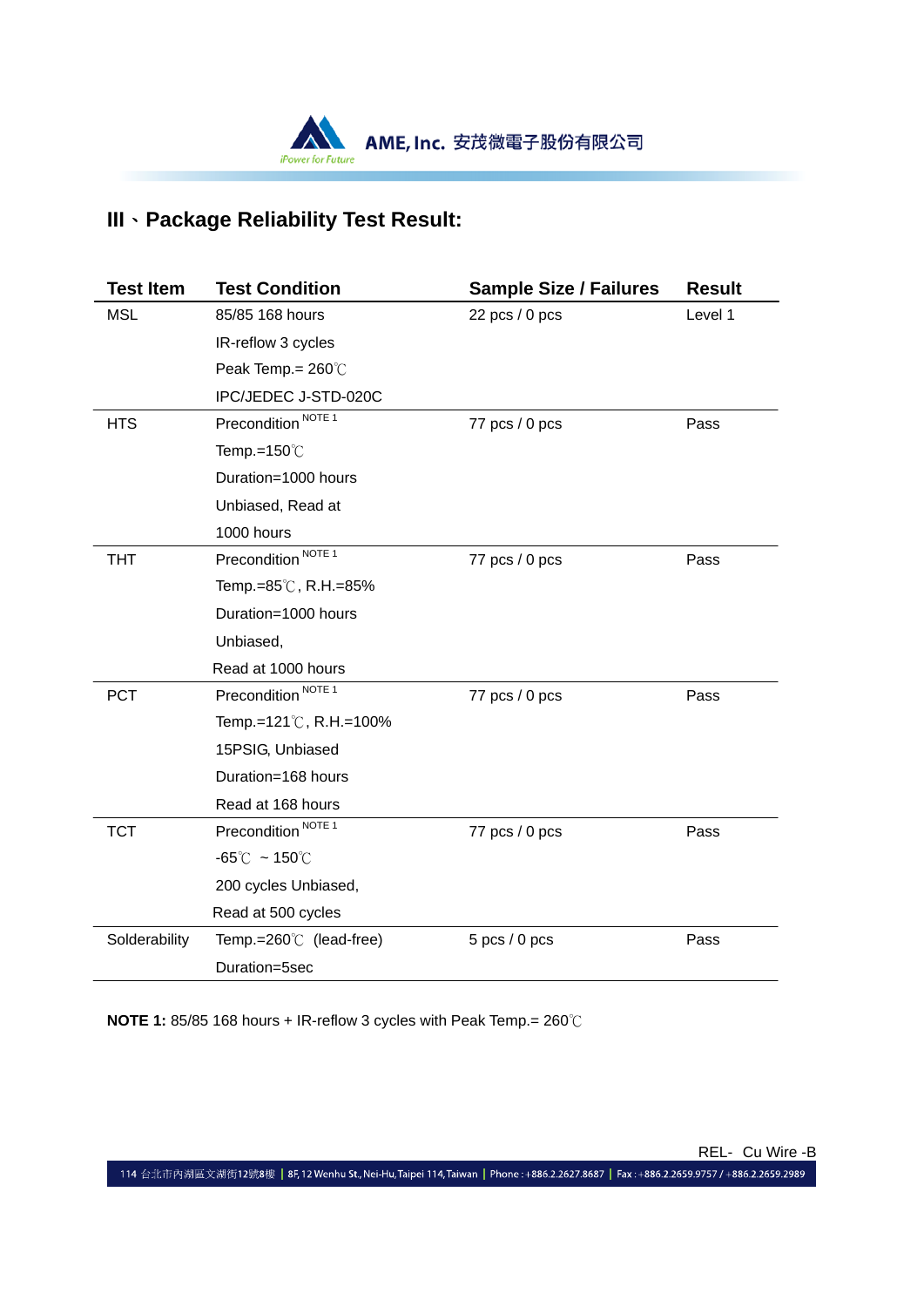## III、Package Reliability Test Result:

| Test Item | Test Condition | Sample Size / Failures | Result |
|---|---|---|---|
| MSL | 85/85 168 hours<br>IR-reflow 3 cycles<br>Peak Temp.= 260℃<br>IPC/JEDEC J-STD-020C | 22 pcs / 0 pcs | Level 1 |
| HTS | Precondition [NOTE 1]<br>Temp.=150℃<br>Duration=1000 hours<br>Unbiased, Read at<br>1000 hours | 77 pcs / 0 pcs | Pass |
| THT | Precondition [NOTE 1]<br>Temp.=85℃, R.H.=85%<br>Duration=1000 hours<br>Unbiased,<br>Read at 1000 hours | 77 pcs / 0 pcs | Pass |
| PCT | Precondition [NOTE 1]<br>Temp.=121℃, R.H.=100%<br>15PSIG, Unbiased<br>Duration=168 hours<br>Read at 168 hours | 77 pcs / 0 pcs | Pass |
| TCT | Precondition [NOTE 1]<br>-65℃ ~ 150℃<br>200 cycles Unbiased,<br>Read at 500 cycles | 77 pcs / 0 pcs | Pass |
| Solderability | Temp.=260℃ (lead-free)<br>Duration=5sec | 5 pcs / 0 pcs | Pass |

**NOTE 1:** 85/85 168 hours + IR-reflow 3 cycles with Peak Temp.= 260℃

REL- Cu Wire -B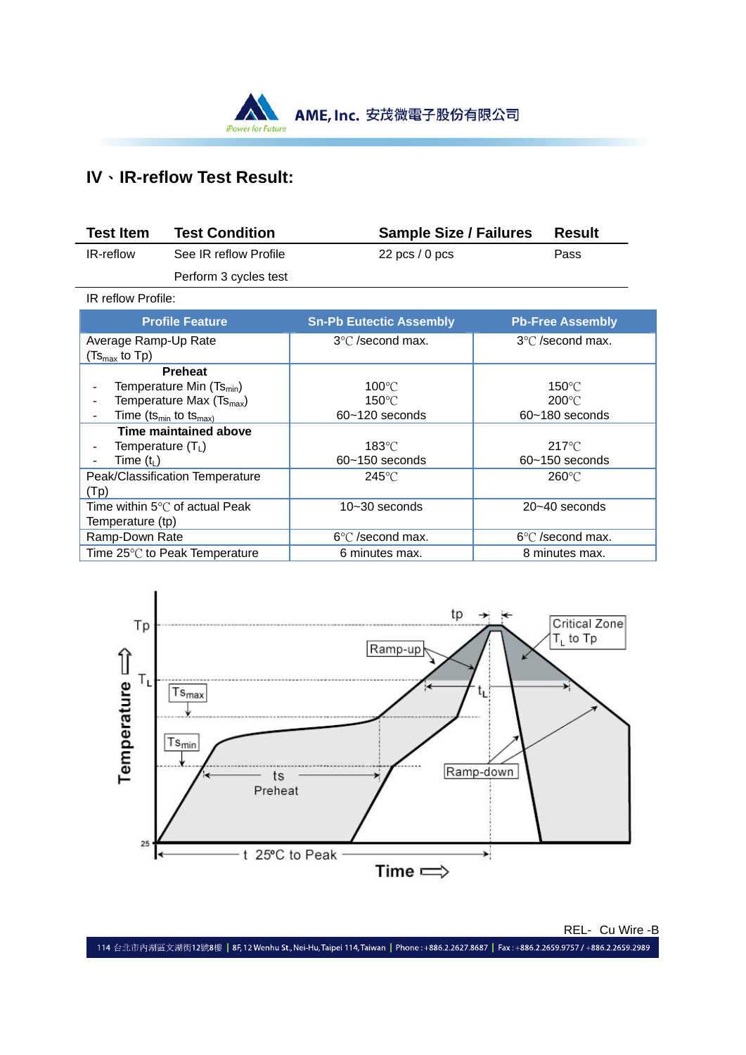## IV、IR-reflow Test Result:

| Test Item | Test Condition | Sample Size / Failures | Result |
|---|---|---|---|
| IR-reflow | See IR reflow Profile | 22 pcs / 0 pcs | Pass |
| | Perform 3 cycles test | | |

IR reflow Profile:

| Profile Feature | Sn-Pb Eutectic Assembly | Pb-Free Assembly |
|---|---|---|
| Average Ramp-Up Rate ($Ts_{max}$ to Tp) | 3℃ /second max. | 3℃ /second max. |
| **Preheat** | | |
| - Temperature Min ($Ts_{min}$) | 100℃ | 150℃ |
| - Temperature Max ($Ts_{max}$) | 150℃ | 200℃ |
| - Time ($ts_{min}$ to $ts_{max}$) | 60~120 seconds | 60~180 seconds |
| **Time maintained above** | | |
| - Temperature ($T_L$) | 183℃ | 217℃ |
| - Time ($t_L$) | 60~150 seconds | 60~150 seconds |
| Peak/Classification Temperature (Tp) | 245℃ | 260℃ |
| Time within 5℃ of actual Peak Temperature (tp) | 10~30 seconds | 20~40 seconds |
| Ramp-Down Rate | 6℃ /second max. | 6℃ /second max. |
| Time 25℃ to Peak Temperature | 6 minutes max. | 8 minutes max. |

REL- Cu Wire -B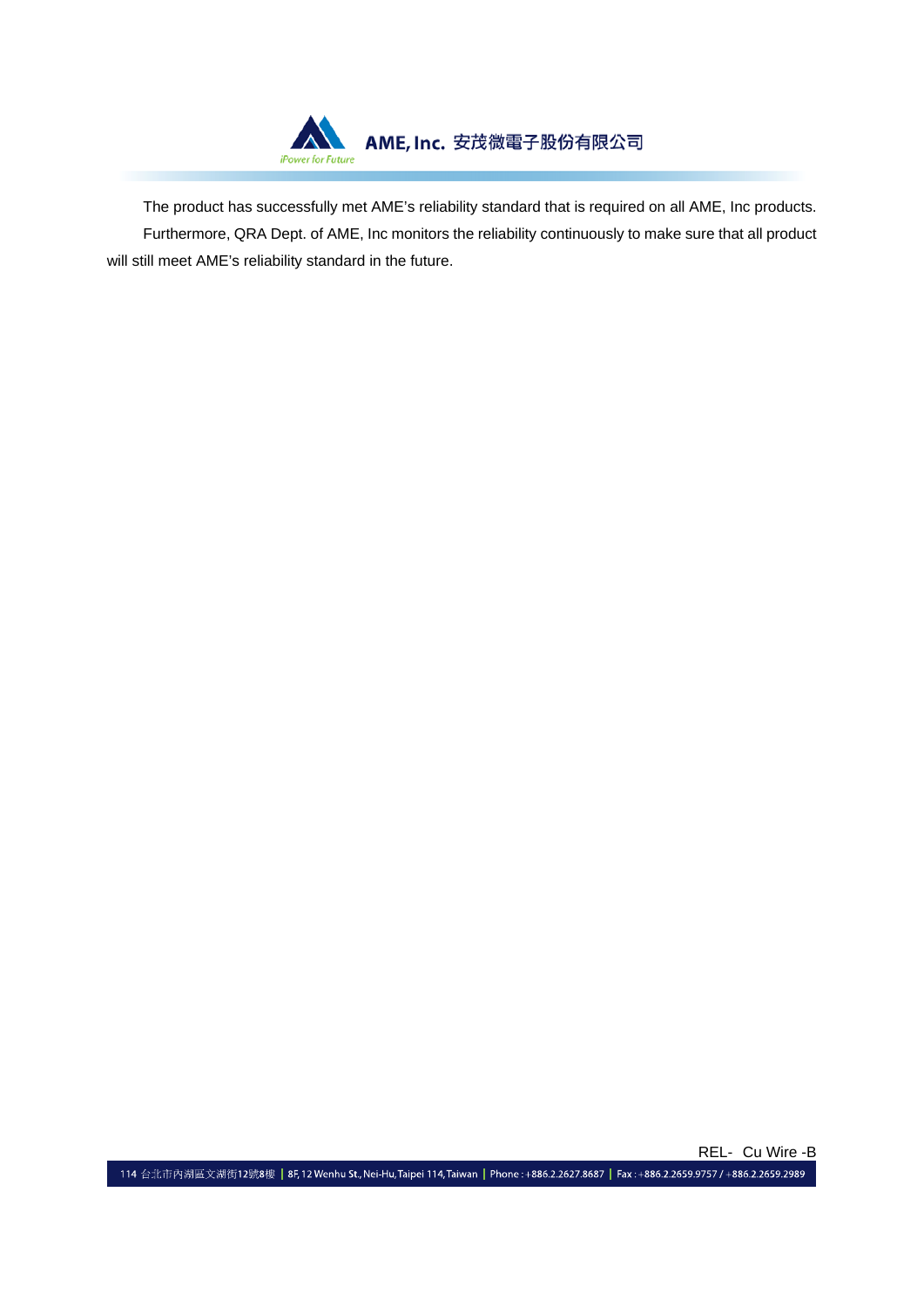The product has successfully met AME's reliability standard that is required on all AME, Inc products.

Furthermore, QRA Dept. of AME, Inc monitors the reliability continuously to make sure that all product will still meet AME's reliability standard in the future.